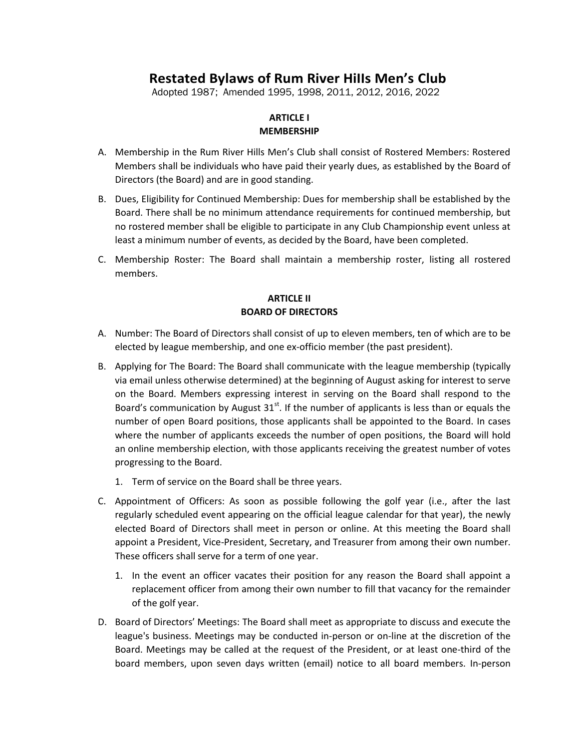# Restated Bylaws of Rum River HiIls Men's Club

Adopted 1987; Amended 1995, 1998, 2011, 2012, 2016, 2022

## ARTICLE I
## MEMBERSHIP

A. Membership in the Rum River Hills Men's Club shall consist of Rostered Members: Rostered Members shall be individuals who have paid their yearly dues, as established by the Board of Directors (the Board) and are in good standing.

B. Dues, Eligibility for Continued Membership: Dues for membership shall be established by the Board. There shall be no minimum attendance requirements for continued membership, but no rostered member shall be eligible to participate in any Club Championship event unless at least a minimum number of events, as decided by the Board, have been completed.

C. Membership Roster: The Board shall maintain a membership roster, listing all rostered members.

## ARTICLE II
## BOARD OF DIRECTORS

A. Number: The Board of Directors shall consist of up to eleven members, ten of which are to be elected by league membership, and one ex-officio member (the past president).

B. Applying for The Board: The Board shall communicate with the league membership (typically via email unless otherwise determined) at the beginning of August asking for interest to serve on the Board. Members expressing interest in serving on the Board shall respond to the Board's communication by August 31st. If the number of applicants is less than or equals the number of open Board positions, those applicants shall be appointed to the Board. In cases where the number of applicants exceeds the number of open positions, the Board will hold an online membership election, with those applicants receiving the greatest number of votes progressing to the Board.

   1. Term of service on the Board shall be three years.

C. Appointment of Officers: As soon as possible following the golf year (i.e., after the last regularly scheduled event appearing on the official league calendar for that year), the newly elected Board of Directors shall meet in person or online. At this meeting the Board shall appoint a President, Vice-President, Secretary, and Treasurer from among their own number. These officers shall serve for a term of one year.

   1. In the event an officer vacates their position for any reason the Board shall appoint a replacement officer from among their own number to fill that vacancy for the remainder of the golf year.

D. Board of Directors' Meetings: The Board shall meet as appropriate to discuss and execute the league's business. Meetings may be conducted in-person or on-line at the discretion of the Board. Meetings may be called at the request of the President, or at least one-third of the board members, upon seven days written (email) notice to all board members. In-person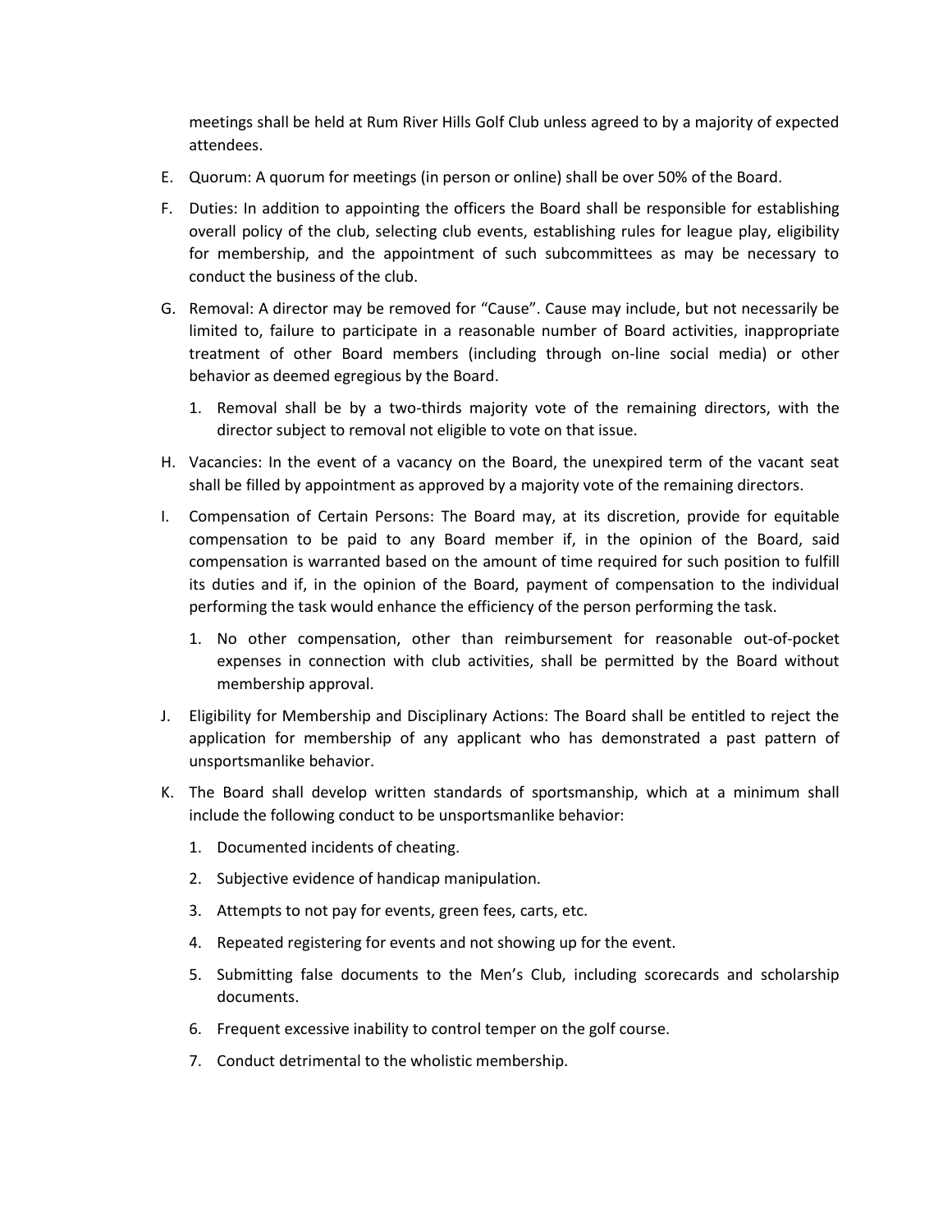meetings shall be held at Rum River Hills Golf Club unless agreed to by a majority of expected attendees.

E. Quorum: A quorum for meetings (in person or online) shall be over 50% of the Board.

F. Duties: In addition to appointing the officers the Board shall be responsible for establishing overall policy of the club, selecting club events, establishing rules for league play, eligibility for membership, and the appointment of such subcommittees as may be necessary to conduct the business of the club.

G. Removal: A director may be removed for "Cause". Cause may include, but not necessarily be limited to, failure to participate in a reasonable number of Board activities, inappropriate treatment of other Board members (including through on-line social media) or other behavior as deemed egregious by the Board.

   1. Removal shall be by a two-thirds majority vote of the remaining directors, with the director subject to removal not eligible to vote on that issue.

H. Vacancies: In the event of a vacancy on the Board, the unexpired term of the vacant seat shall be filled by appointment as approved by a majority vote of the remaining directors.

I. Compensation of Certain Persons: The Board may, at its discretion, provide for equitable compensation to be paid to any Board member if, in the opinion of the Board, said compensation is warranted based on the amount of time required for such position to fulfill its duties and if, in the opinion of the Board, payment of compensation to the individual performing the task would enhance the efficiency of the person performing the task.

   1. No other compensation, other than reimbursement for reasonable out-of-pocket expenses in connection with club activities, shall be permitted by the Board without membership approval.

J. Eligibility for Membership and Disciplinary Actions: The Board shall be entitled to reject the application for membership of any applicant who has demonstrated a past pattern of unsportsmanlike behavior.

K. The Board shall develop written standards of sportsmanship, which at a minimum shall include the following conduct to be unsportsmanlike behavior:

   1. Documented incidents of cheating.
   2. Subjective evidence of handicap manipulation.
   3. Attempts to not pay for events, green fees, carts, etc.
   4. Repeated registering for events and not showing up for the event.
   5. Submitting false documents to the Men's Club, including scorecards and scholarship documents.
   6. Frequent excessive inability to control temper on the golf course.
   7. Conduct detrimental to the wholistic membership.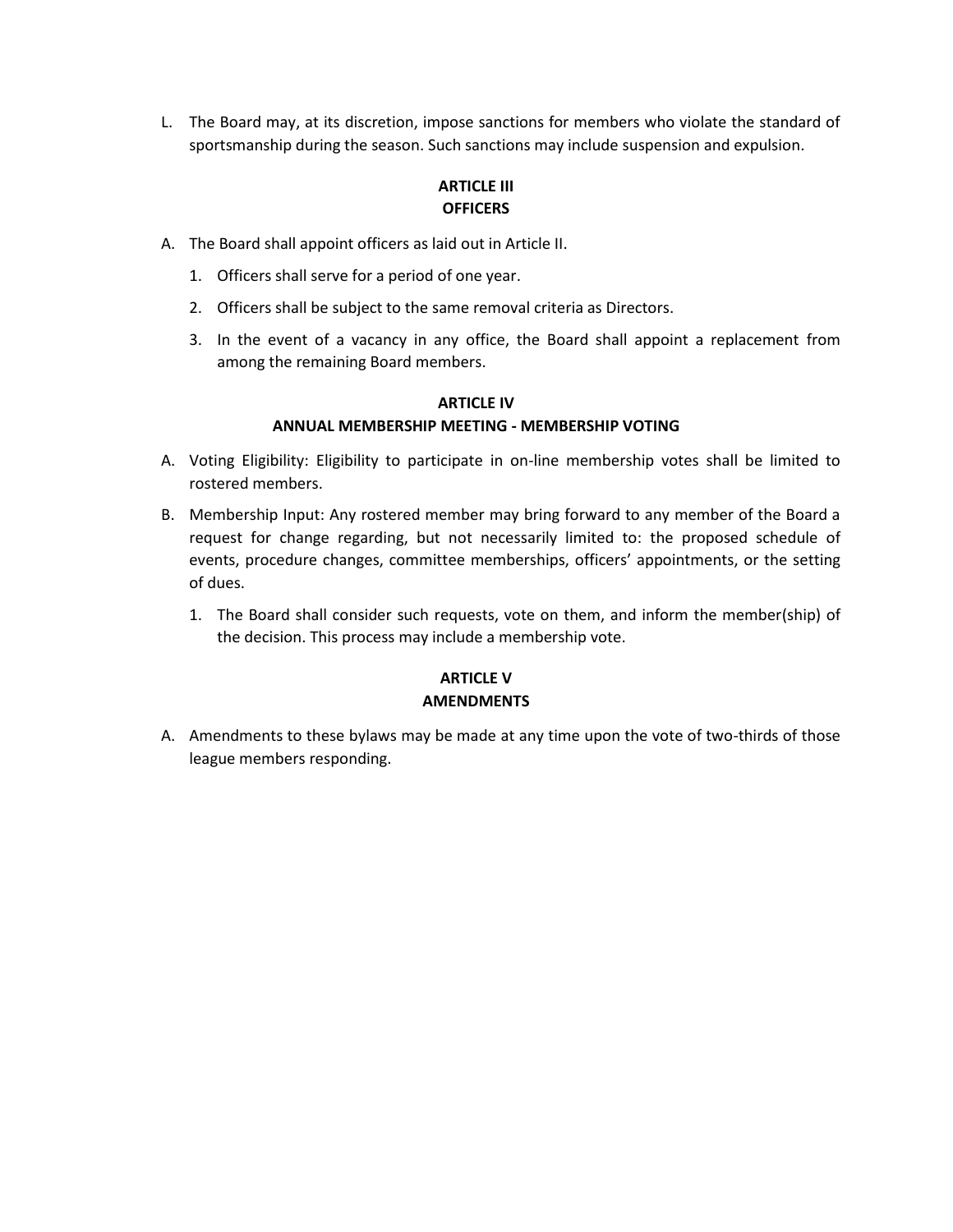L. The Board may, at its discretion, impose sanctions for members who violate the standard of sportsmanship during the season. Such sanctions may include suspension and expulsion.

## ARTICLE III
## OFFICERS

A. The Board shall appoint officers as laid out in Article II.

   1. Officers shall serve for a period of one year.

   2. Officers shall be subject to the same removal criteria as Directors.

   3. In the event of a vacancy in any office, the Board shall appoint a replacement from among the remaining Board members.

## ARTICLE IV
## ANNUAL MEMBERSHIP MEETING - MEMBERSHIP VOTING

A. Voting Eligibility: Eligibility to participate in on-line membership votes shall be limited to rostered members.

B. Membership Input: Any rostered member may bring forward to any member of the Board a request for change regarding, but not necessarily limited to: the proposed schedule of events, procedure changes, committee memberships, officers' appointments, or the setting of dues.

   1. The Board shall consider such requests, vote on them, and inform the member(ship) of the decision. This process may include a membership vote.

## ARTICLE V
## AMENDMENTS

A. Amendments to these bylaws may be made at any time upon the vote of two-thirds of those league members responding.